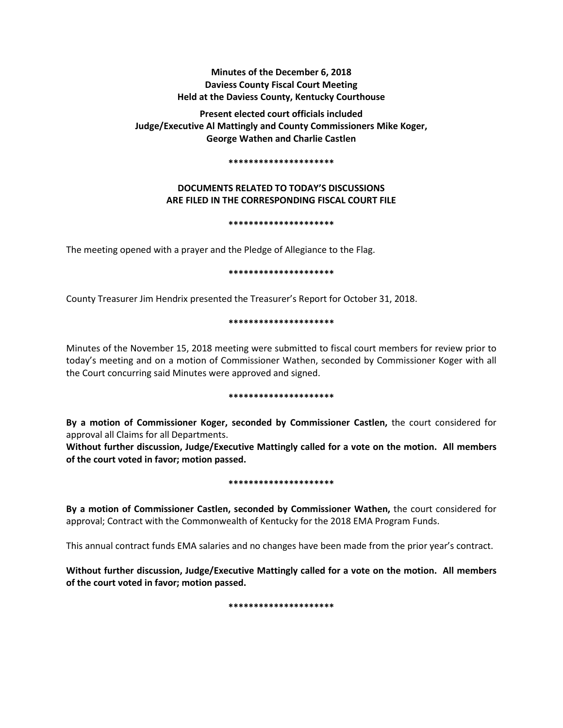**Minutes of the December 6, 2018**
**Daviess County Fiscal Court Meeting**
**Held at the Daviess County, Kentucky Courthouse**

**Present elected court officials included**
**Judge/Executive Al Mattingly and County Commissioners Mike Koger, George Wathen and Charlie Castlen**

*********************

**DOCUMENTS RELATED TO TODAY'S DISCUSSIONS ARE FILED IN THE CORRESPONDING FISCAL COURT FILE**

*********************

The meeting opened with a prayer and the Pledge of Allegiance to the Flag.

*********************

County Treasurer Jim Hendrix presented the Treasurer's Report for October 31, 2018.

*********************

Minutes of the November 15, 2018 meeting were submitted to fiscal court members for review prior to today's meeting and on a motion of Commissioner Wathen, seconded by Commissioner Koger with all the Court concurring said Minutes were approved and signed.

*********************

**By a motion of Commissioner Koger, seconded by Commissioner Castlen,** the court considered for approval all Claims for all Departments.

**Without further discussion, Judge/Executive Mattingly called for a vote on the motion. All members of the court voted in favor; motion passed.**

*********************

**By a motion of Commissioner Castlen, seconded by Commissioner Wathen,** the court considered for approval; Contract with the Commonwealth of Kentucky for the 2018 EMA Program Funds.

This annual contract funds EMA salaries and no changes have been made from the prior year's contract.

**Without further discussion, Judge/Executive Mattingly called for a vote on the motion. All members of the court voted in favor; motion passed.**

*********************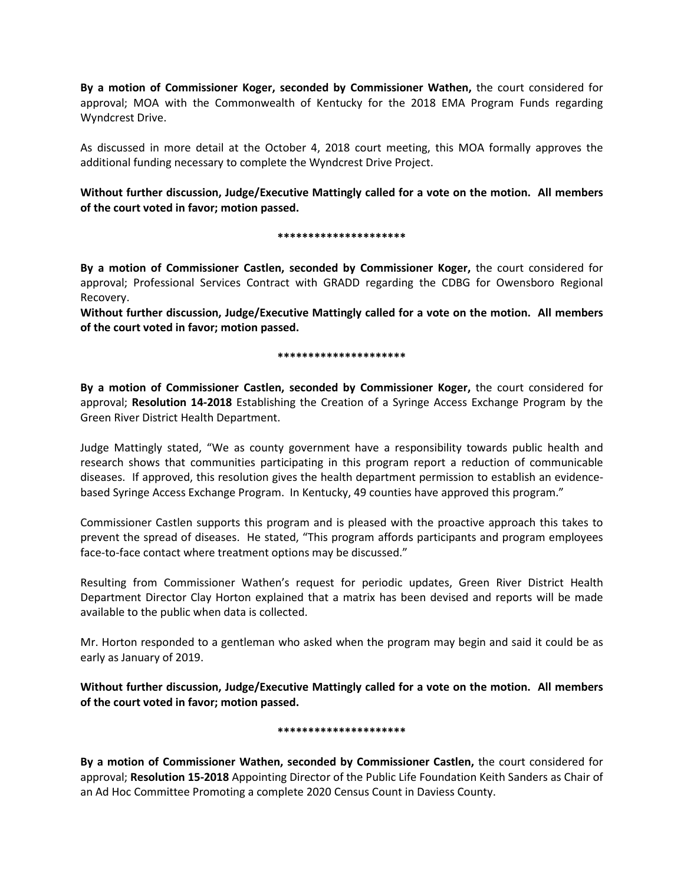**By a motion of Commissioner Koger, seconded by Commissioner Wathen,** the court considered for approval; MOA with the Commonwealth of Kentucky for the 2018 EMA Program Funds regarding Wyndcrest Drive.

As discussed in more detail at the October 4, 2018 court meeting, this MOA formally approves the additional funding necessary to complete the Wyndcrest Drive Project.

**Without further discussion, Judge/Executive Mattingly called for a vote on the motion. All members of the court voted in favor; motion passed.**

**\*\*\*\*\*\*\*\*\*\*\*\*\*\*\*\*\*\*\*\*\***

**By a motion of Commissioner Castlen, seconded by Commissioner Koger,** the court considered for approval; Professional Services Contract with GRADD regarding the CDBG for Owensboro Regional Recovery.

**Without further discussion, Judge/Executive Mattingly called for a vote on the motion. All members of the court voted in favor; motion passed.**

**\*\*\*\*\*\*\*\*\*\*\*\*\*\*\*\*\*\*\*\*\***

**By a motion of Commissioner Castlen, seconded by Commissioner Koger,** the court considered for approval; **Resolution 14-2018** Establishing the Creation of a Syringe Access Exchange Program by the Green River District Health Department.

Judge Mattingly stated, "We as county government have a responsibility towards public health and research shows that communities participating in this program report a reduction of communicable diseases. If approved, this resolution gives the health department permission to establish an evidence-based Syringe Access Exchange Program. In Kentucky, 49 counties have approved this program."

Commissioner Castlen supports this program and is pleased with the proactive approach this takes to prevent the spread of diseases. He stated, "This program affords participants and program employees face-to-face contact where treatment options may be discussed."

Resulting from Commissioner Wathen's request for periodic updates, Green River District Health Department Director Clay Horton explained that a matrix has been devised and reports will be made available to the public when data is collected.

Mr. Horton responded to a gentleman who asked when the program may begin and said it could be as early as January of 2019.

**Without further discussion, Judge/Executive Mattingly called for a vote on the motion. All members of the court voted in favor; motion passed.**

**\*\*\*\*\*\*\*\*\*\*\*\*\*\*\*\*\*\*\*\*\***

**By a motion of Commissioner Wathen, seconded by Commissioner Castlen,** the court considered for approval; **Resolution 15-2018** Appointing Director of the Public Life Foundation Keith Sanders as Chair of an Ad Hoc Committee Promoting a complete 2020 Census Count in Daviess County.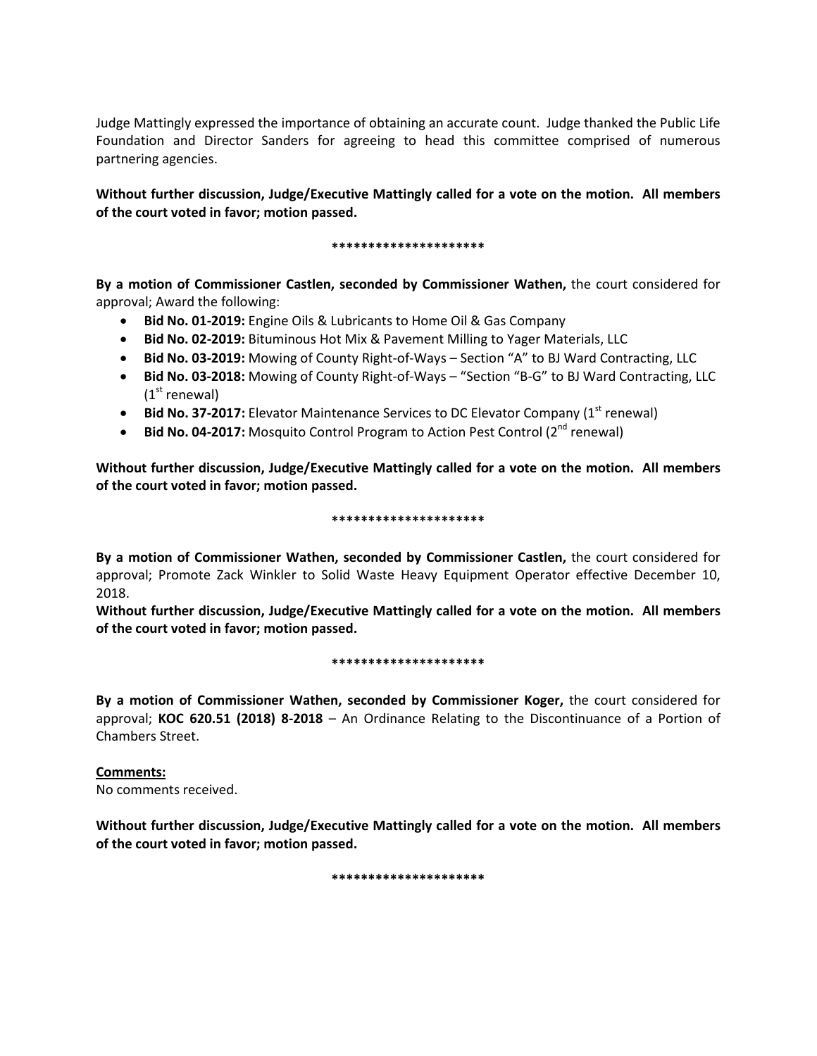Judge Mattingly expressed the importance of obtaining an accurate count. Judge thanked the Public Life Foundation and Director Sanders for agreeing to head this committee comprised of numerous partnering agencies.

**Without further discussion, Judge/Executive Mattingly called for a vote on the motion. All members of the court voted in favor; motion passed.**

**********************

**By a motion of Commissioner Castlen, seconded by Commissioner Wathen,** the court considered for approval; Award the following:

- **Bid No. 01-2019:** Engine Oils & Lubricants to Home Oil & Gas Company
- **Bid No. 02-2019:** Bituminous Hot Mix & Pavement Milling to Yager Materials, LLC
- **Bid No. 03-2019:** Mowing of County Right-of-Ways – Section "A" to BJ Ward Contracting, LLC
- **Bid No. 03-2018:** Mowing of County Right-of-Ways – "Section "B-G" to BJ Ward Contracting, LLC (1st renewal)
- **Bid No. 37-2017:** Elevator Maintenance Services to DC Elevator Company (1st renewal)
- **Bid No. 04-2017:** Mosquito Control Program to Action Pest Control (2nd renewal)

**Without further discussion, Judge/Executive Mattingly called for a vote on the motion. All members of the court voted in favor; motion passed.**

**********************

**By a motion of Commissioner Wathen, seconded by Commissioner Castlen,** the court considered for approval; Promote Zack Winkler to Solid Waste Heavy Equipment Operator effective December 10, 2018.

**Without further discussion, Judge/Executive Mattingly called for a vote on the motion. All members of the court voted in favor; motion passed.**

**********************

**By a motion of Commissioner Wathen, seconded by Commissioner Koger,** the court considered for approval; **KOC 620.51 (2018) 8-2018** – An Ordinance Relating to the Discontinuance of a Portion of Chambers Street.

**Comments:**

No comments received.

**Without further discussion, Judge/Executive Mattingly called for a vote on the motion. All members of the court voted in favor; motion passed.**

**********************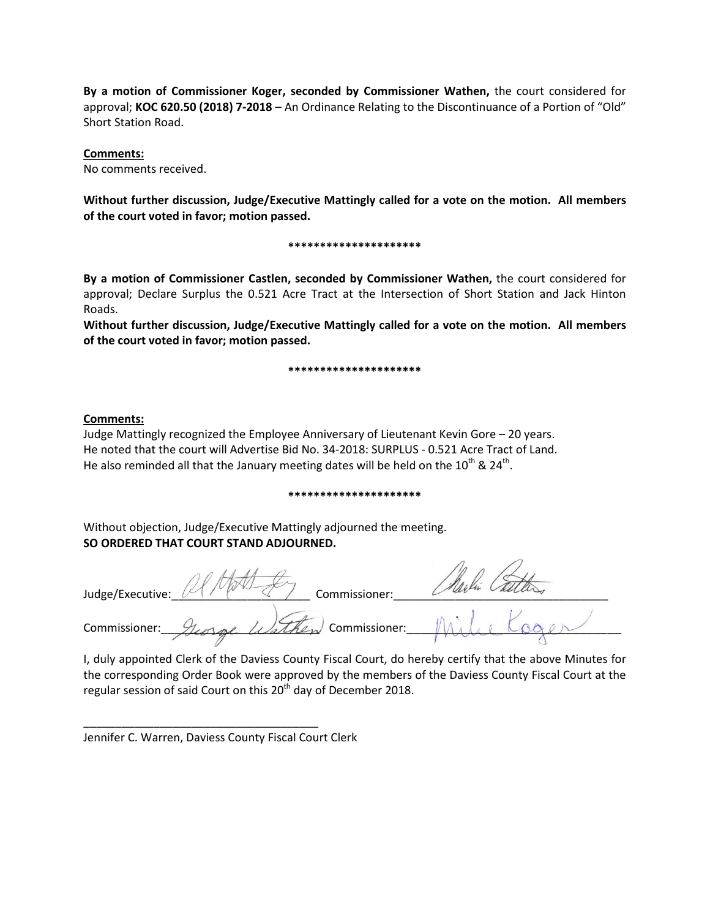**By a motion of Commissioner Koger, seconded by Commissioner Wathen,** the court considered for approval; **KOC 620.50 (2018) 7-2018** – An Ordinance Relating to the Discontinuance of a Portion of "Old" Short Station Road.

**Comments:**

No comments received.

**Without further discussion, Judge/Executive Mattingly called for a vote on the motion. All members of the court voted in favor; motion passed.**

********************

**By a motion of Commissioner Castlen, seconded by Commissioner Wathen,** the court considered for approval; Declare Surplus the 0.521 Acre Tract at the Intersection of Short Station and Jack Hinton Roads.

**Without further discussion, Judge/Executive Mattingly called for a vote on the motion. All members of the court voted in favor; motion passed.**

********************

**Comments:**

Judge Mattingly recognized the Employee Anniversary of Lieutenant Kevin Gore – 20 years.
He noted that the court will Advertise Bid No. 34-2018: SURPLUS - 0.521 Acre Tract of Land.
He also reminded all that the January meeting dates will be held on the 10th & 24th.

********************

Without objection, Judge/Executive Mattingly adjourned the meeting.
**SO ORDERED THAT COURT STAND ADJOURNED.**

Judge/Executive:____________________ Commissioner:____________________

Commissioner:____________________ Commissioner:____________________

I, duly appointed Clerk of the Daviess County Fiscal Court, do hereby certify that the above Minutes for the corresponding Order Book were approved by the members of the Daviess County Fiscal Court at the regular session of said Court on this 20th day of December 2018.

____________________________________
Jennifer C. Warren, Daviess County Fiscal Court Clerk